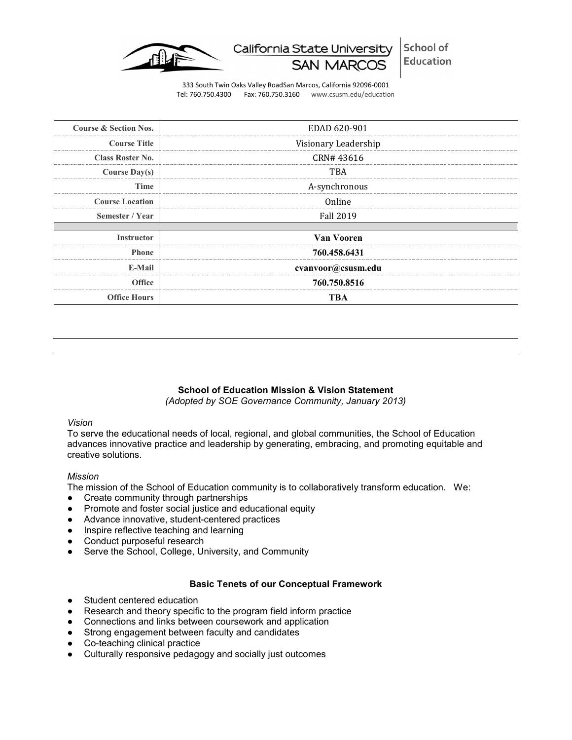California State University SAN MARCOS | School of Education

333 South Twin Oaks Valley RoadSan Marcos, California 92096-0001
Tel: 760.750.4300  Fax: 760.750.3160  www.csusm.edu/education

| | |
|---|---|
| **Course & Section Nos.** | EDAD 620-901 |
| **Course Title** | Visionary Leadership |
| **Class Roster No.** | CRN# 43616 |
| **Course Day(s)** | TBA |
| **Time** | A-synchronous |
| **Course Location** | Online |
| **Semester / Year** | Fall 2019 |
| | |
| **Instructor** | **Van Vooren** |
| **Phone** | **760.458.6431** |
| **E-Mail** | **cvanvoor@csusm.edu** |
| **Office** | **760.750.8516** |
| **Office Hours** | **TBA** |

## School of Education Mission & Vision Statement

*(Adopted by SOE Governance Community, January 2013)*

*Vision*

To serve the educational needs of local, regional, and global communities, the School of Education advances innovative practice and leadership by generating, embracing, and promoting equitable and creative solutions.

*Mission*

The mission of the School of Education community is to collaboratively transform education. We:

- Create community through partnerships
- Promote and foster social justice and educational equity
- Advance innovative, student-centered practices
- Inspire reflective teaching and learning
- Conduct purposeful research
- Serve the School, College, University, and Community

## Basic Tenets of our Conceptual Framework

- Student centered education
- Research and theory specific to the program field inform practice
- Connections and links between coursework and application
- Strong engagement between faculty and candidates
- Co-teaching clinical practice
- Culturally responsive pedagogy and socially just outcomes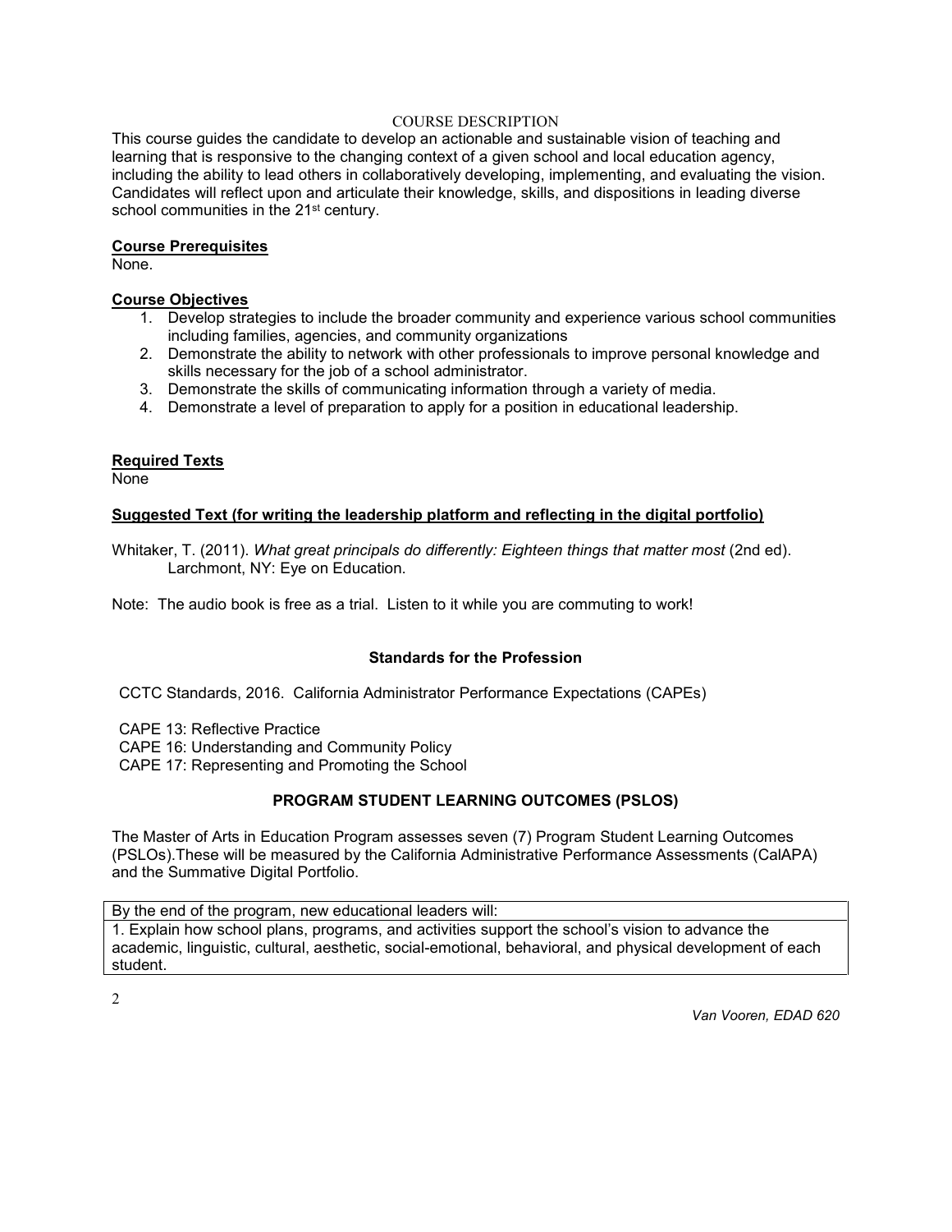## COURSE DESCRIPTION

This course guides the candidate to develop an actionable and sustainable vision of teaching and learning that is responsive to the changing context of a given school and local education agency, including the ability to lead others in collaboratively developing, implementing, and evaluating the vision. Candidates will reflect upon and articulate their knowledge, skills, and dispositions in leading diverse school communities in the 21st century.

**Course Prerequisites**

None.

**Course Objectives**

1. Develop strategies to include the broader community and experience various school communities including families, agencies, and community organizations
2. Demonstrate the ability to network with other professionals to improve personal knowledge and skills necessary for the job of a school administrator.
3. Demonstrate the skills of communicating information through a variety of media.
4. Demonstrate a level of preparation to apply for a position in educational leadership.

**Required Texts**

None

**Suggested Text (for writing the leadership platform and reflecting in the digital portfolio)**

Whitaker, T. (2011). *What great principals do differently: Eighteen things that matter most* (2nd ed). Larchmont, NY: Eye on Education.

Note: The audio book is free as a trial. Listen to it while you are commuting to work!

### Standards for the Profession

CCTC Standards, 2016. California Administrator Performance Expectations (CAPEs)

CAPE 13: Reflective Practice
CAPE 16: Understanding and Community Policy
CAPE 17: Representing and Promoting the School

### PROGRAM STUDENT LEARNING OUTCOMES (PSLOS)

The Master of Arts in Education Program assesses seven (7) Program Student Learning Outcomes (PSLOs).These will be measured by the California Administrative Performance Assessments (CalAPA) and the Summative Digital Portfolio.

| By the end of the program, new educational leaders will: |
|---|
| 1. Explain how school plans, programs, and activities support the school's vision to advance the academic, linguistic, cultural, aesthetic, social-emotional, behavioral, and physical development of each student. |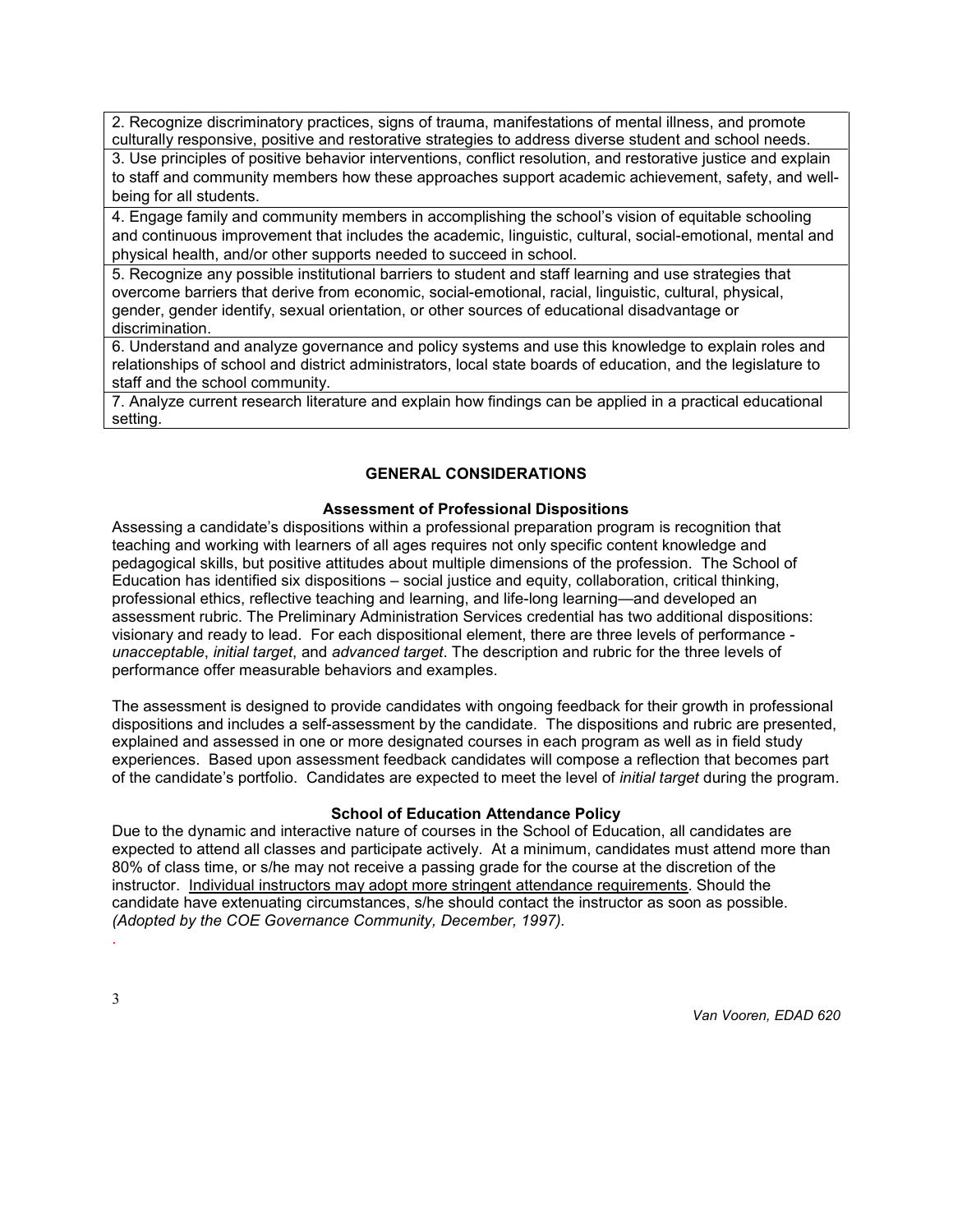| |
|---|
| 2. Recognize discriminatory practices, signs of trauma, manifestations of mental illness, and promote culturally responsive, positive and restorative strategies to address diverse student and school needs. |
| 3. Use principles of positive behavior interventions, conflict resolution, and restorative justice and explain to staff and community members how these approaches support academic achievement, safety, and well-being for all students. |
| 4. Engage family and community members in accomplishing the school's vision of equitable schooling and continuous improvement that includes the academic, linguistic, cultural, social-emotional, mental and physical health, and/or other supports needed to succeed in school. |
| 5. Recognize any possible institutional barriers to student and staff learning and use strategies that overcome barriers that derive from economic, social-emotional, racial, linguistic, cultural, physical, gender, gender identify, sexual orientation, or other sources of educational disadvantage or discrimination. |
| 6. Understand and analyze governance and policy systems and use this knowledge to explain roles and relationships of school and district administrators, local state boards of education, and the legislature to staff and the school community. |
| 7. Analyze current research literature and explain how findings can be applied in a practical educational setting. |

## GENERAL CONSIDERATIONS

### Assessment of Professional Dispositions

Assessing a candidate's dispositions within a professional preparation program is recognition that teaching and working with learners of all ages requires not only specific content knowledge and pedagogical skills, but positive attitudes about multiple dimensions of the profession. The School of Education has identified six dispositions – social justice and equity, collaboration, critical thinking, professional ethics, reflective teaching and learning, and life-long learning—and developed an assessment rubric. The Preliminary Administration Services credential has two additional dispositions: visionary and ready to lead. For each dispositional element, there are three levels of performance - *unacceptable*, *initial target*, and *advanced target*. The description and rubric for the three levels of performance offer measurable behaviors and examples.

The assessment is designed to provide candidates with ongoing feedback for their growth in professional dispositions and includes a self-assessment by the candidate. The dispositions and rubric are presented, explained and assessed in one or more designated courses in each program as well as in field study experiences. Based upon assessment feedback candidates will compose a reflection that becomes part of the candidate's portfolio. Candidates are expected to meet the level of *initial target* during the program.

### School of Education Attendance Policy

Due to the dynamic and interactive nature of courses in the School of Education, all candidates are expected to attend all classes and participate actively. At a minimum, candidates must attend more than 80% of class time, or s/he may not receive a passing grade for the course at the discretion of the instructor. Individual instructors may adopt more stringent attendance requirements. Should the candidate have extenuating circumstances, s/he should contact the instructor as soon as possible. *(Adopted by the COE Governance Community, December, 1997).*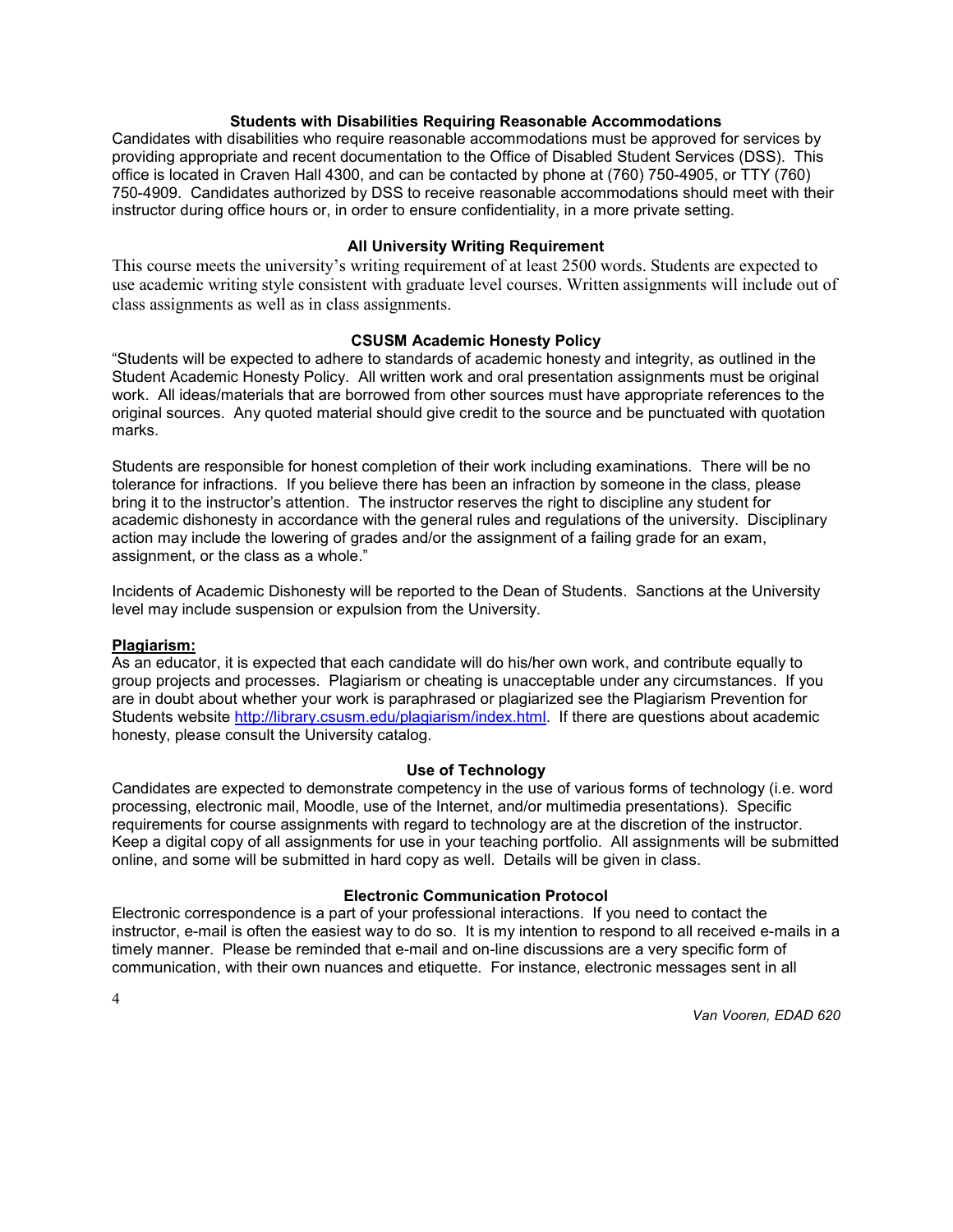### Students with Disabilities Requiring Reasonable Accommodations

Candidates with disabilities who require reasonable accommodations must be approved for services by providing appropriate and recent documentation to the Office of Disabled Student Services (DSS). This office is located in Craven Hall 4300, and can be contacted by phone at (760) 750-4905, or TTY (760) 750-4909. Candidates authorized by DSS to receive reasonable accommodations should meet with their instructor during office hours or, in order to ensure confidentiality, in a more private setting.

### All University Writing Requirement

This course meets the university's writing requirement of at least 2500 words. Students are expected to use academic writing style consistent with graduate level courses. Written assignments will include out of class assignments as well as in class assignments.

### CSUSM Academic Honesty Policy

"Students will be expected to adhere to standards of academic honesty and integrity, as outlined in the Student Academic Honesty Policy. All written work and oral presentation assignments must be original work. All ideas/materials that are borrowed from other sources must have appropriate references to the original sources. Any quoted material should give credit to the source and be punctuated with quotation marks.

Students are responsible for honest completion of their work including examinations. There will be no tolerance for infractions. If you believe there has been an infraction by someone in the class, please bring it to the instructor's attention. The instructor reserves the right to discipline any student for academic dishonesty in accordance with the general rules and regulations of the university. Disciplinary action may include the lowering of grades and/or the assignment of a failing grade for an exam, assignment, or the class as a whole."

Incidents of Academic Dishonesty will be reported to the Dean of Students. Sanctions at the University level may include suspension or expulsion from the University.

**Plagiarism:**

As an educator, it is expected that each candidate will do his/her own work, and contribute equally to group projects and processes. Plagiarism or cheating is unacceptable under any circumstances. If you are in doubt about whether your work is paraphrased or plagiarized see the Plagiarism Prevention for Students website http://library.csusm.edu/plagiarism/index.html. If there are questions about academic honesty, please consult the University catalog.

### Use of Technology

Candidates are expected to demonstrate competency in the use of various forms of technology (i.e. word processing, electronic mail, Moodle, use of the Internet, and/or multimedia presentations). Specific requirements for course assignments with regard to technology are at the discretion of the instructor. Keep a digital copy of all assignments for use in your teaching portfolio. All assignments will be submitted online, and some will be submitted in hard copy as well. Details will be given in class.

### Electronic Communication Protocol

Electronic correspondence is a part of your professional interactions. If you need to contact the instructor, e-mail is often the easiest way to do so. It is my intention to respond to all received e-mails in a timely manner. Please be reminded that e-mail and on-line discussions are a very specific form of communication, with their own nuances and etiquette. For instance, electronic messages sent in all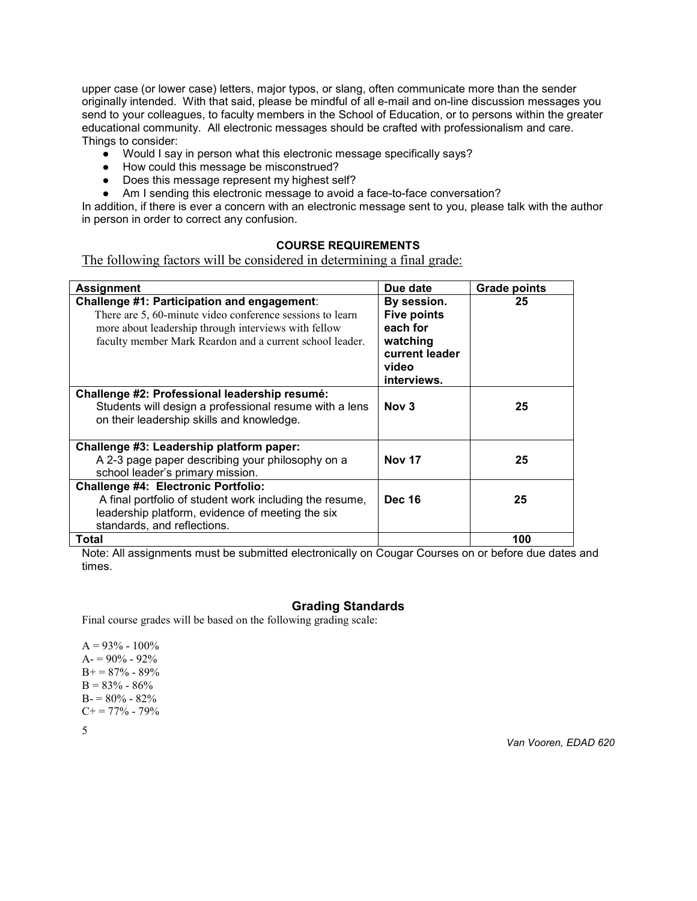upper case (or lower case) letters, major typos, or slang, often communicate more than the sender originally intended. With that said, please be mindful of all e-mail and on-line discussion messages you send to your colleagues, to faculty members in the School of Education, or to persons within the greater educational community. All electronic messages should be crafted with professionalism and care. Things to consider:

- Would I say in person what this electronic message specifically says?
- How could this message be misconstrued?
- Does this message represent my highest self?
- Am I sending this electronic message to avoid a face-to-face conversation?

In addition, if there is ever a concern with an electronic message sent to you, please talk with the author in person in order to correct any confusion.

## COURSE REQUIREMENTS

The following factors will be considered in determining a final grade:

| Assignment | Due date | Grade points |
|---|---|---|
| **Challenge #1: Participation and engagement**: There are 5, 60-minute video conference sessions to learn more about leadership through interviews with fellow faculty member Mark Reardon and a current school leader. | **By session. Five points each for watching current leader video interviews.** | **25** |
| **Challenge #2: Professional leadership resumé:** Students will design a professional resume with a lens on their leadership skills and knowledge. | **Nov 3** | **25** |
| **Challenge #3: Leadership platform paper:** A 2-3 page paper describing your philosophy on a school leader's primary mission. | **Nov 17** | **25** |
| **Challenge #4: Electronic Portfolio:** A final portfolio of student work including the resume, leadership platform, evidence of meeting the six standards, and reflections. | **Dec 16** | **25** |
| **Total** | | **100** |

Note: All assignments must be submitted electronically on Cougar Courses on or before due dates and times.

## Grading Standards

Final course grades will be based on the following grading scale:

A = 93% - 100%
A- = 90% - 92%
B+ = 87% - 89%
B = 83% - 86%
B- = 80% - 82%
C+ = 77% - 79%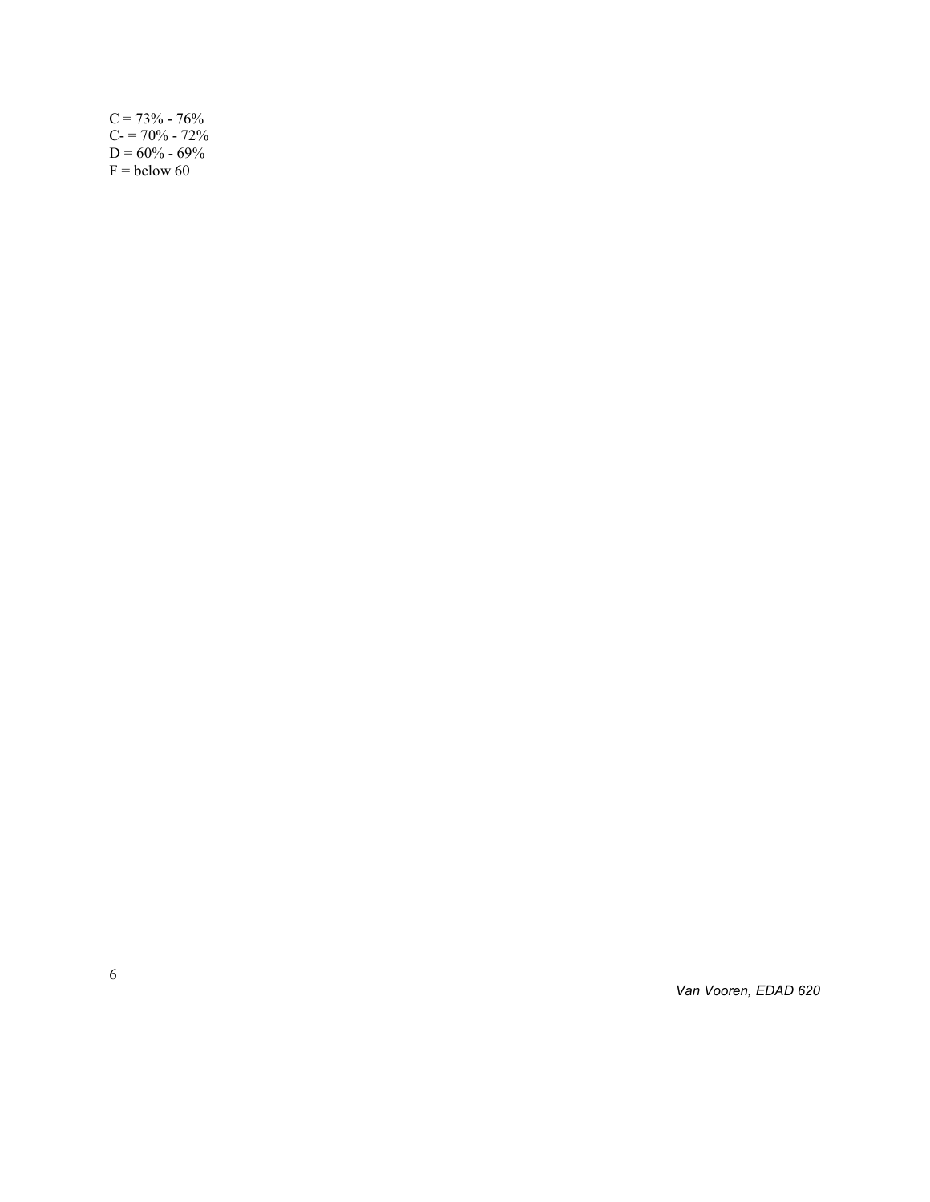C = 73% - 76%  
C- = 70% - 72%  
D = 60% - 69%  
F = below 60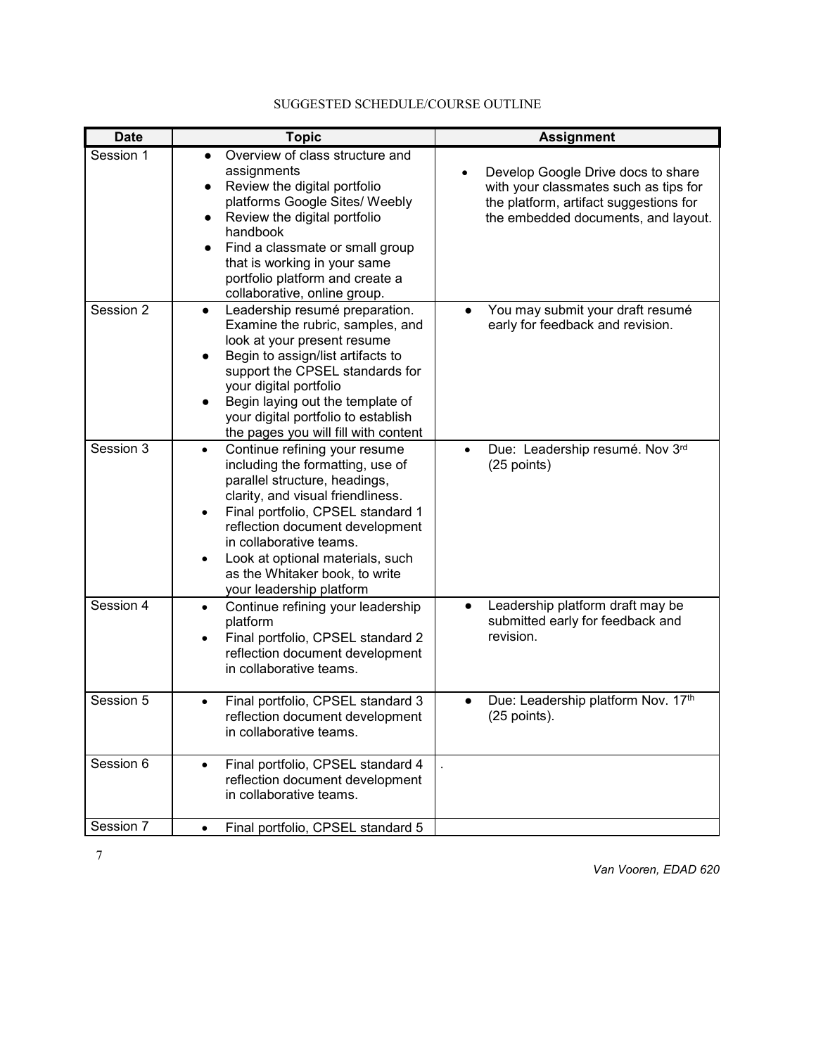SUGGESTED SCHEDULE/COURSE OUTLINE

| Date | Topic | Assignment |
|---|---|---|
| Session 1 | • Overview of class structure and assignments<br>• Review the digital portfolio platforms Google Sites/ Weebly<br>• Review the digital portfolio handbook<br>• Find a classmate or small group that is working in your same portfolio platform and create a collaborative, online group. | • Develop Google Drive docs to share with your classmates such as tips for the platform, artifact suggestions for the embedded documents, and layout. |
| Session 2 | • Leadership resumé preparation. Examine the rubric, samples, and look at your present resume<br>• Begin to assign/list artifacts to support the CPSEL standards for your digital portfolio<br>• Begin laying out the template of your digital portfolio to establish the pages you will fill with content | • You may submit your draft resumé early for feedback and revision. |
| Session 3 | • Continue refining your resume including the formatting, use of parallel structure, headings, clarity, and visual friendliness.<br>• Final portfolio, CPSEL standard 1 reflection document development in collaborative teams.<br>• Look at optional materials, such as the Whitaker book, to write your leadership platform | • Due: Leadership resumé. Nov 3rd (25 points) |
| Session 4 | • Continue refining your leadership platform<br>• Final portfolio, CPSEL standard 2 reflection document development in collaborative teams. | • Leadership platform draft may be submitted early for feedback and revision. |
| Session 5 | • Final portfolio, CPSEL standard 3 reflection document development in collaborative teams. | • Due: Leadership platform Nov. 17th (25 points). |
| Session 6 | • Final portfolio, CPSEL standard 4 reflection document development in collaborative teams. | . |
| Session 7 | • Final portfolio, CPSEL standard 5 | |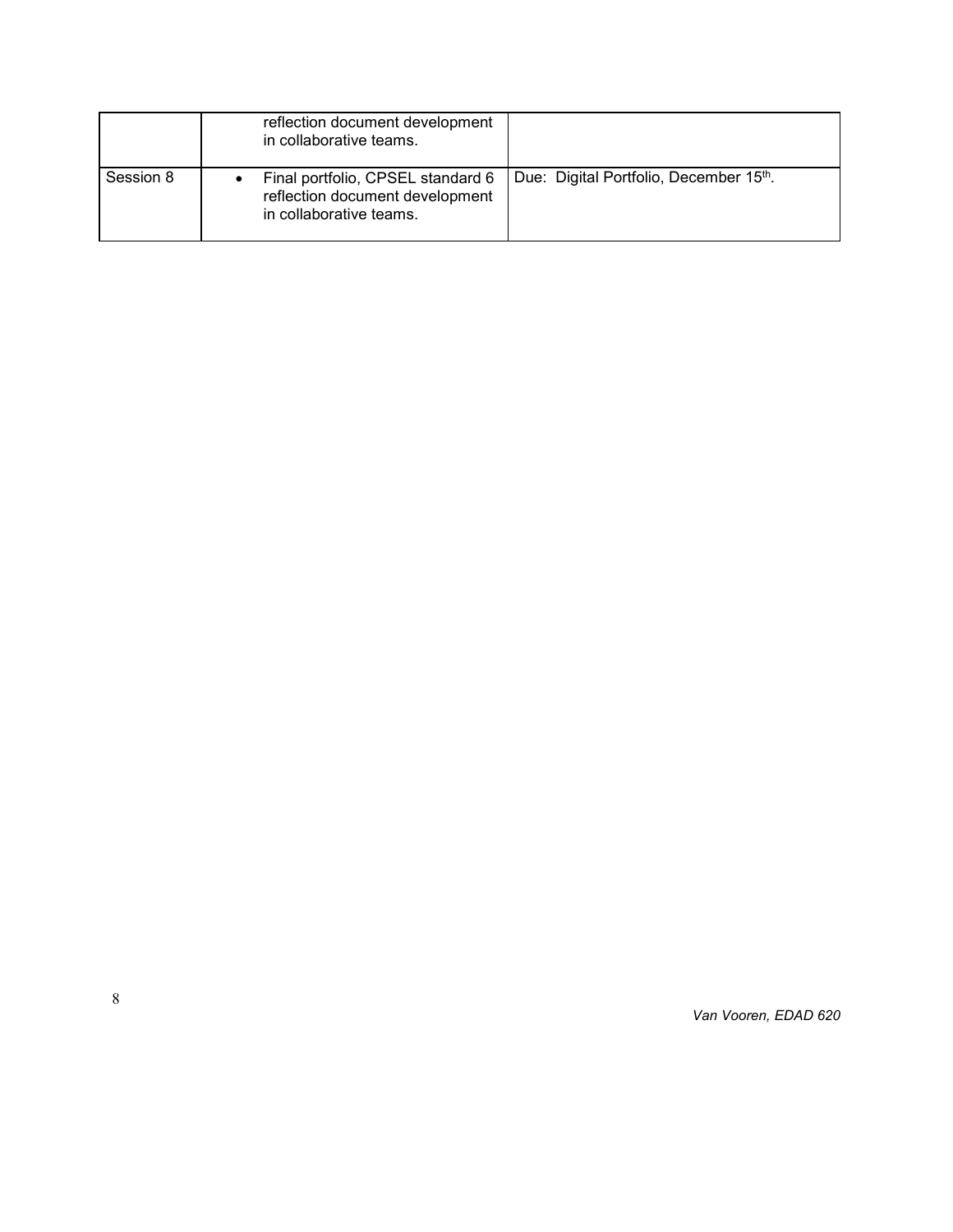| | | |
|---|---|---|
| | reflection document development in collaborative teams. | |
| Session 8 | • Final portfolio, CPSEL standard 6 reflection document development in collaborative teams. | Due: Digital Portfolio, December 15th. |